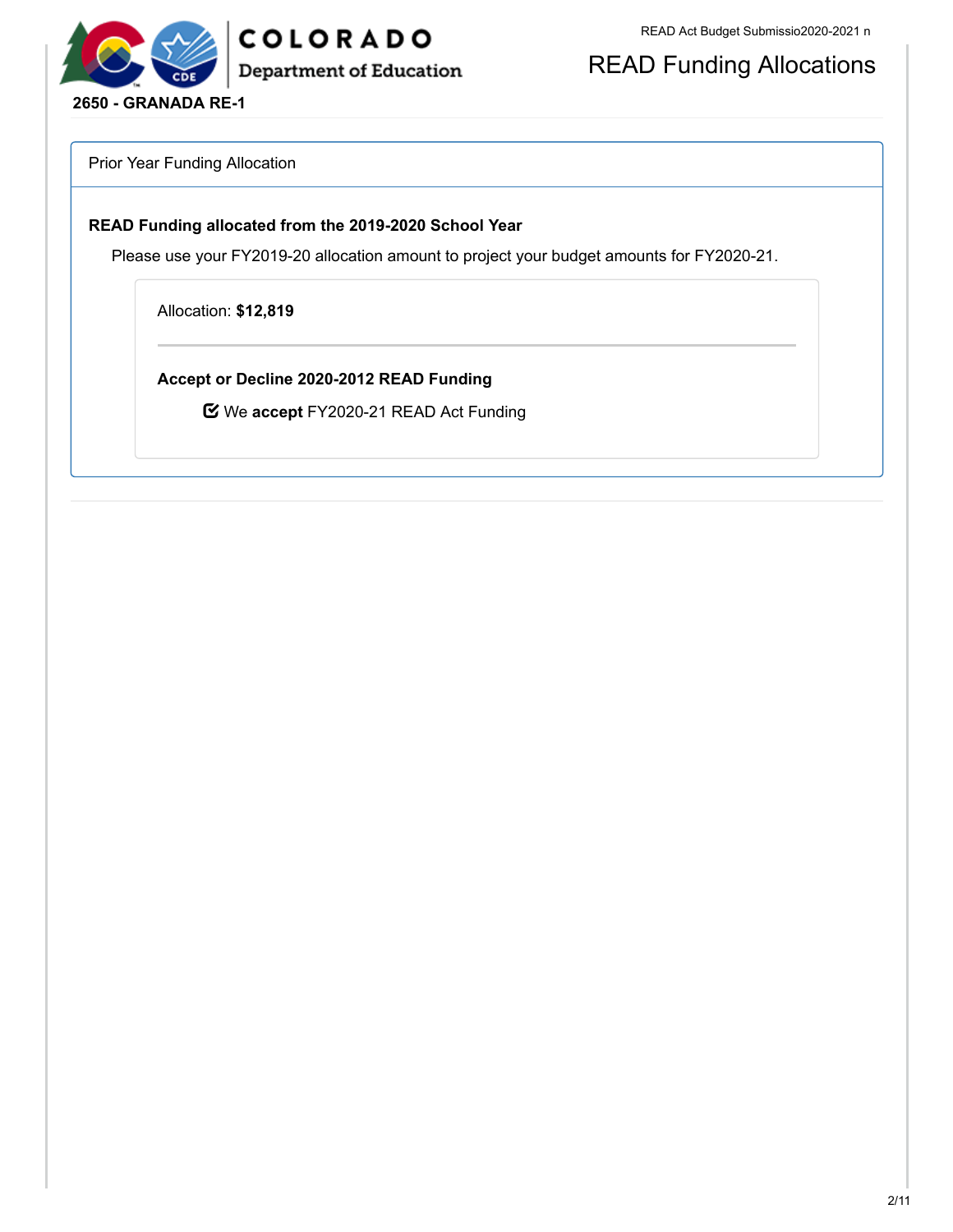# COLORADO Department of Education

# READ Funding Allocations

**2650 - GRANADA RE-1**

## Prior Year Funding Allocation

### READ Funding allocated from the 2019-2020 School Year

Please use your FY2019-20 allocation amount to project your budget amounts for FY2020-21.

Allocation: **$12,819**

### Accept or Decline 2020-2012 READ Funding

☑ We **accept** FY2020-21 READ Act Funding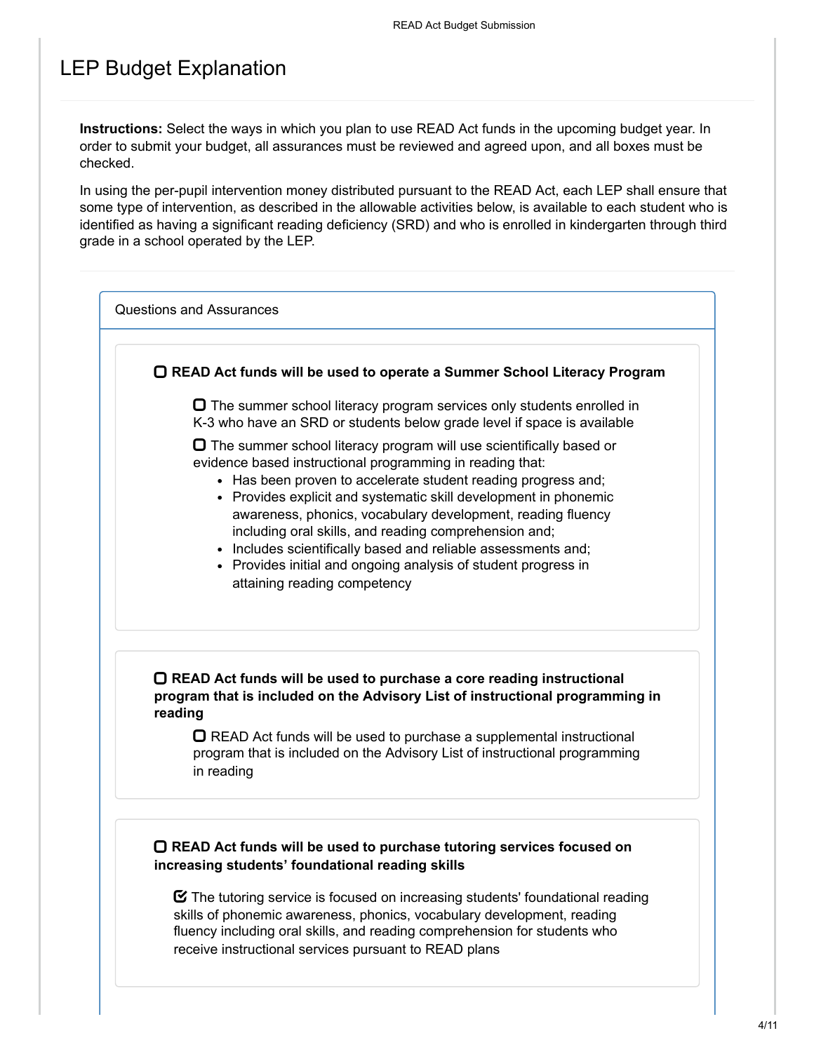# LEP Budget Explanation

**Instructions:** Select the ways in which you plan to use READ Act funds in the upcoming budget year. In order to submit your budget, all assurances must be reviewed and agreed upon, and all boxes must be checked.

In using the per-pupil intervention money distributed pursuant to the READ Act, each LEP shall ensure that some type of intervention, as described in the allowable activities below, is available to each student who is identified as having a significant reading deficiency (SRD) and who is enrolled in kindergarten through third grade in a school operated by the LEP.

## Questions and Assurances

☐ **READ Act funds will be used to operate a Summer School Literacy Program**

- ☐ The summer school literacy program services only students enrolled in K-3 who have an SRD or students below grade level if space is available
- ☐ The summer school literacy program will use scientifically based or evidence based instructional programming in reading that:
  - Has been proven to accelerate student reading progress and;
  - Provides explicit and systematic skill development in phonemic awareness, phonics, vocabulary development, reading fluency including oral skills, and reading comprehension and;
  - Includes scientifically based and reliable assessments and;
  - Provides initial and ongoing analysis of student progress in attaining reading competency

☐ **READ Act funds will be used to purchase a core reading instructional program that is included on the Advisory List of instructional programming in reading**

- ☐ READ Act funds will be used to purchase a supplemental instructional program that is included on the Advisory List of instructional programming in reading

☐ **READ Act funds will be used to purchase tutoring services focused on increasing students' foundational reading skills**

- ☑ The tutoring service is focused on increasing students' foundational reading skills of phonemic awareness, phonics, vocabulary development, reading fluency including oral skills, and reading comprehension for students who receive instructional services pursuant to READ plans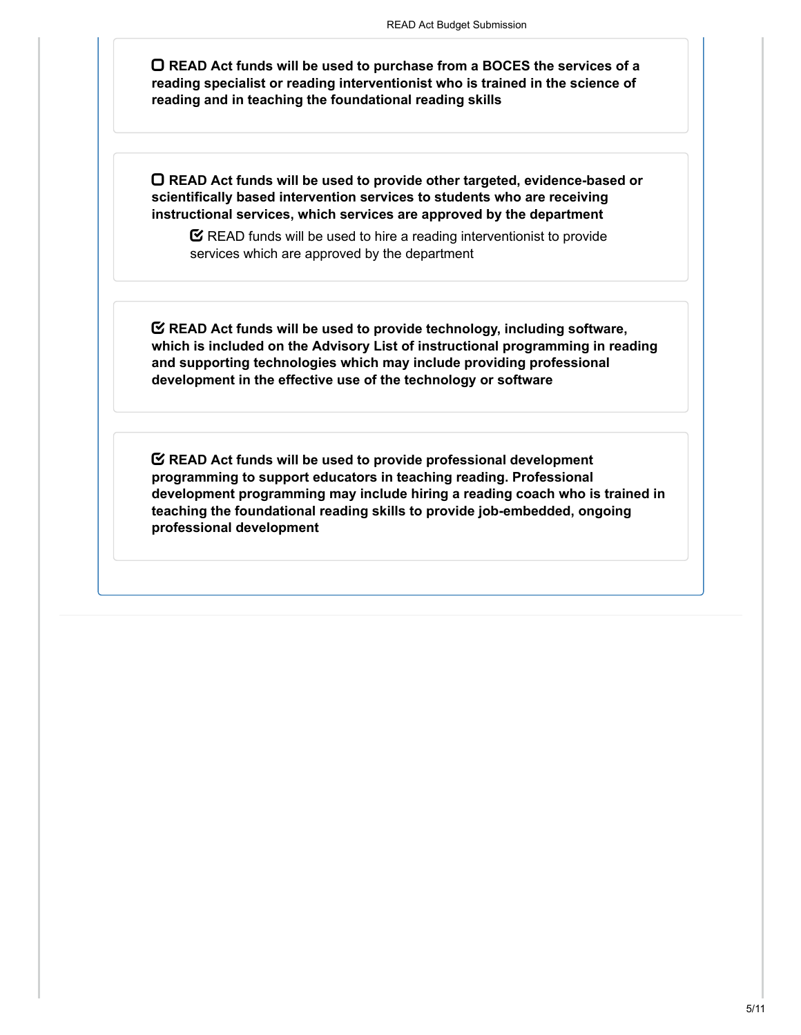- [ ] **READ Act funds will be used to purchase from a BOCES the services of a reading specialist or reading interventionist who is trained in the science of reading and in teaching the foundational reading skills**

- [ ] **READ Act funds will be used to provide other targeted, evidence-based or scientifically based intervention services to students who are receiving instructional services, which services are approved by the department**
  - [x] READ funds will be used to hire a reading interventionist to provide services which are approved by the department

- [x] **READ Act funds will be used to provide technology, including software, which is included on the Advisory List of instructional programming in reading and supporting technologies which may include providing professional development in the effective use of the technology or software**

- [x] **READ Act funds will be used to provide professional development programming to support educators in teaching reading. Professional development programming may include hiring a reading coach who is trained in teaching the foundational reading skills to provide job-embedded, ongoing professional development**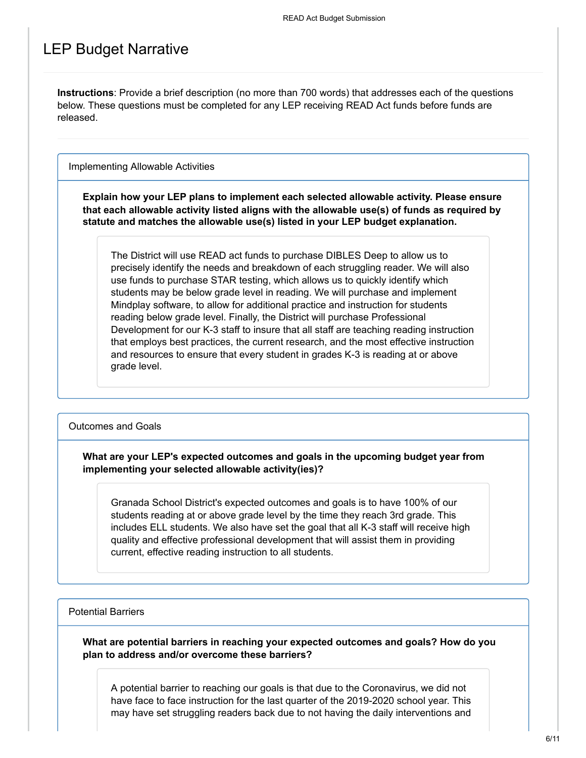# LEP Budget Narrative

**Instructions**: Provide a brief description (no more than 700 words) that addresses each of the questions below. These questions must be completed for any LEP receiving READ Act funds before funds are released.

## Implementing Allowable Activities

**Explain how your LEP plans to implement each selected allowable activity. Please ensure that each allowable activity listed aligns with the allowable use(s) of funds as required by statute and matches the allowable use(s) listed in your LEP budget explanation.**

The District will use READ act funds to purchase DIBLES Deep to allow us to precisely identify the needs and breakdown of each struggling reader. We will also use funds to purchase STAR testing, which allows us to quickly identify which students may be below grade level in reading. We will purchase and implement Mindplay software, to allow for additional practice and instruction for students reading below grade level. Finally, the District will purchase Professional Development for our K-3 staff to insure that all staff are teaching reading instruction that employs best practices, the current research, and the most effective instruction and resources to ensure that every student in grades K-3 is reading at or above grade level.

## Outcomes and Goals

**What are your LEP's expected outcomes and goals in the upcoming budget year from implementing your selected allowable activity(ies)?**

Granada School District's expected outcomes and goals is to have 100% of our students reading at or above grade level by the time they reach 3rd grade. This includes ELL students. We also have set the goal that all K-3 staff will receive high quality and effective professional development that will assist them in providing current, effective reading instruction to all students.

## Potential Barriers

**What are potential barriers in reaching your expected outcomes and goals? How do you plan to address and/or overcome these barriers?**

A potential barrier to reaching our goals is that due to the Coronavirus, we did not have face to face instruction for the last quarter of the 2019-2020 school year. This may have set struggling readers back due to not having the daily interventions and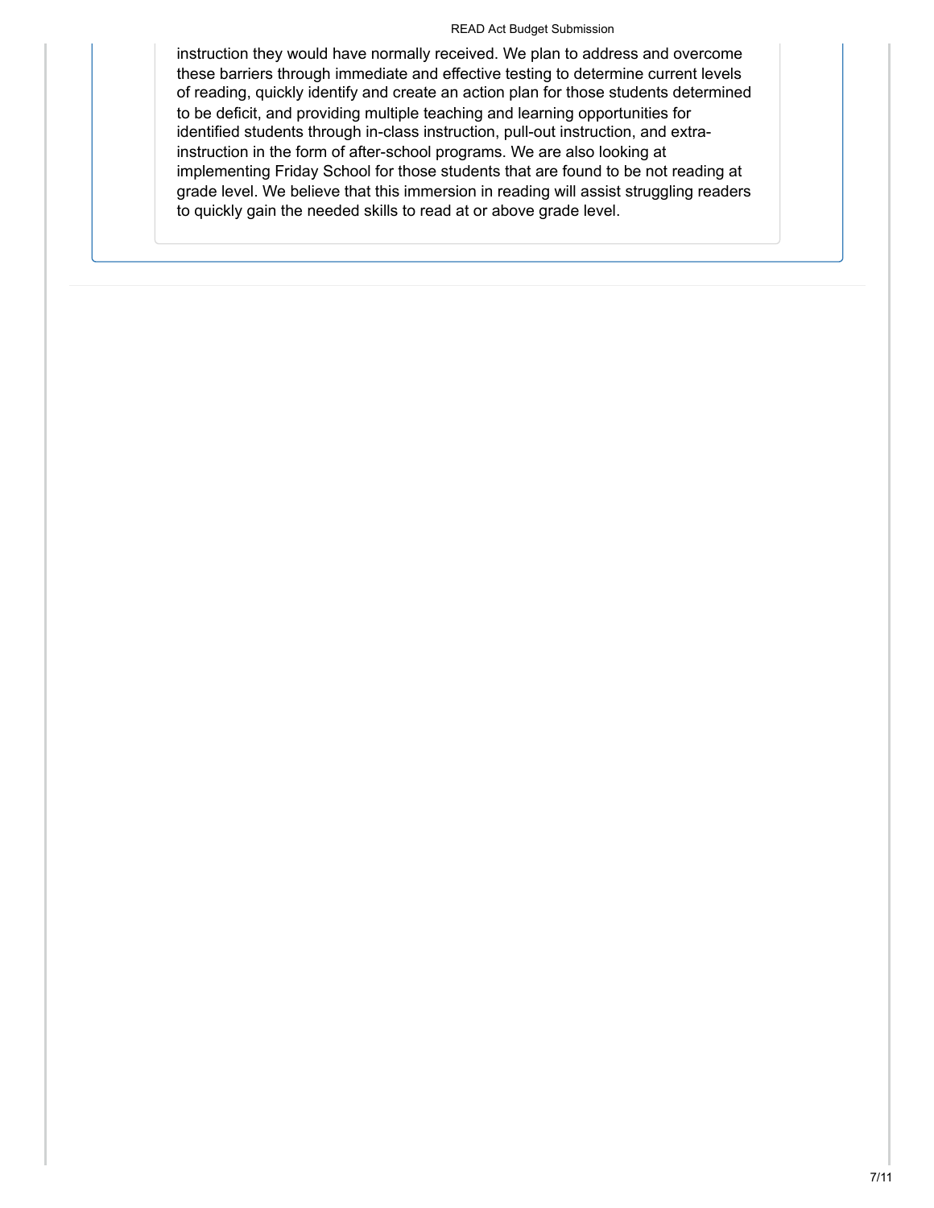instruction they would have normally received. We plan to address and overcome these barriers through immediate and effective testing to determine current levels of reading, quickly identify and create an action plan for those students determined to be deficit, and providing multiple teaching and learning opportunities for identified students through in-class instruction, pull-out instruction, and extra-instruction in the form of after-school programs. We are also looking at implementing Friday School for those students that are found to be not reading at grade level. We believe that this immersion in reading will assist struggling readers to quickly gain the needed skills to read at or above grade level.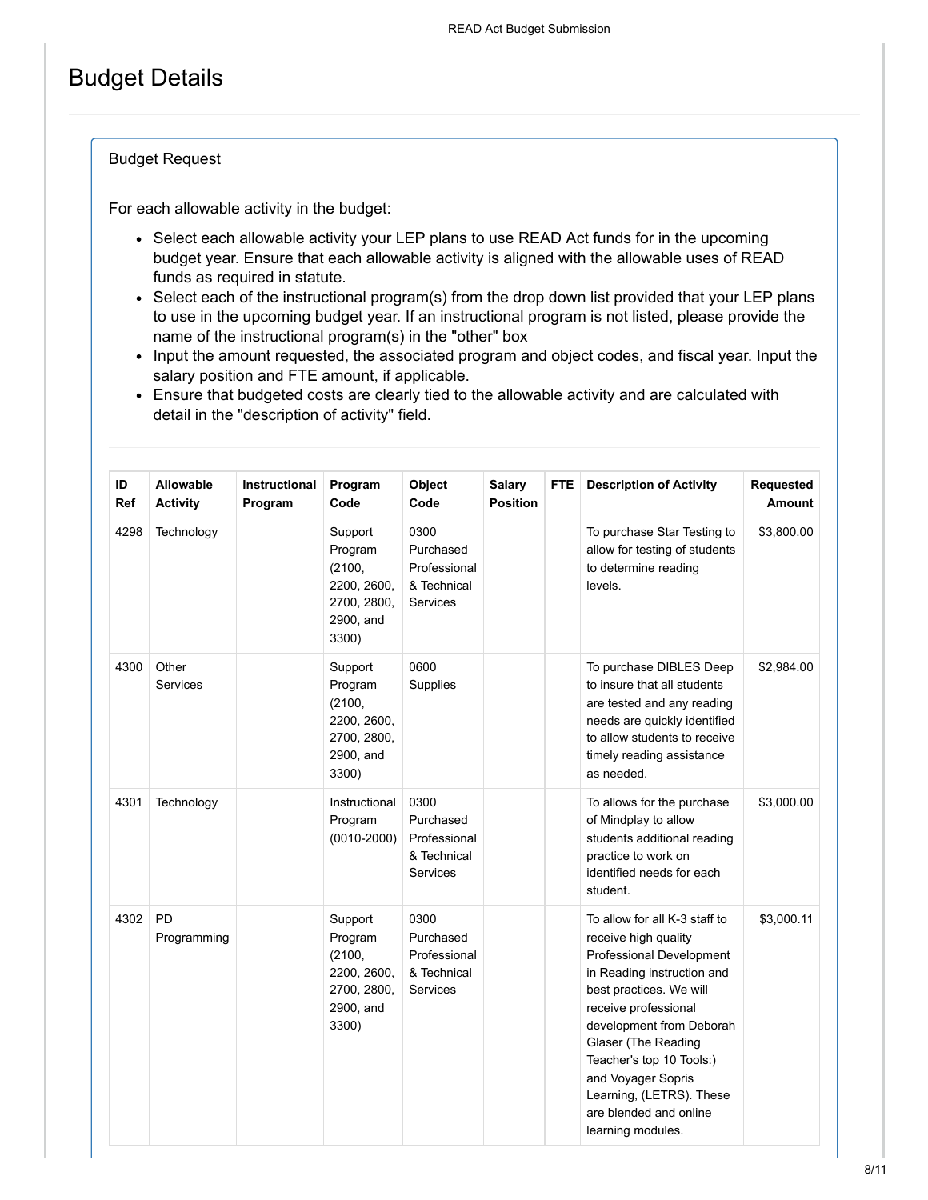# Budget Details

## Budget Request

For each allowable activity in the budget:

- Select each allowable activity your LEP plans to use READ Act funds for in the upcoming budget year. Ensure that each allowable activity is aligned with the allowable uses of READ funds as required in statute.
- Select each of the instructional program(s) from the drop down list provided that your LEP plans to use in the upcoming budget year. If an instructional program is not listed, please provide the name of the instructional program(s) in the "other" box
- Input the amount requested, the associated program and object codes, and fiscal year. Input the salary position and FTE amount, if applicable.
- Ensure that budgeted costs are clearly tied to the allowable activity and are calculated with detail in the "description of activity" field.

| ID Ref | Allowable Activity | Instructional Program | Program Code | Object Code | Salary Position | FTE | Description of Activity | Requested Amount |
|---|---|---|---|---|---|---|---|---|
| 4298 | Technology | | Support Program (2100, 2200, 2600, 2700, 2800, 2900, and 3300) | 0300 Purchased Professional & Technical Services | | | To purchase Star Testing to allow for testing of students to determine reading levels. | $3,800.00 |
| 4300 | Other Services | | Support Program (2100, 2200, 2600, 2700, 2800, 2900, and 3300) | 0600 Supplies | | | To purchase DIBLES Deep to insure that all students are tested and any reading needs are quickly identified to allow students to receive timely reading assistance as needed. | $2,984.00 |
| 4301 | Technology | | Instructional Program (0010-2000) | 0300 Purchased Professional & Technical Services | | | To allows for the purchase of Mindplay to allow students additional reading practice to work on identified needs for each student. | $3,000.00 |
| 4302 | PD Programming | | Support Program (2100, 2200, 2600, 2700, 2800, 2900, and 3300) | 0300 Purchased Professional & Technical Services | | | To allow for all K-3 staff to receive high quality Professional Development in Reading instruction and best practices. We will receive professional development from Deborah Glaser (The Reading Teacher's top 10 Tools:) and Voyager Sopris Learning, (LETRS). These are blended and online learning modules. | $3,000.11 |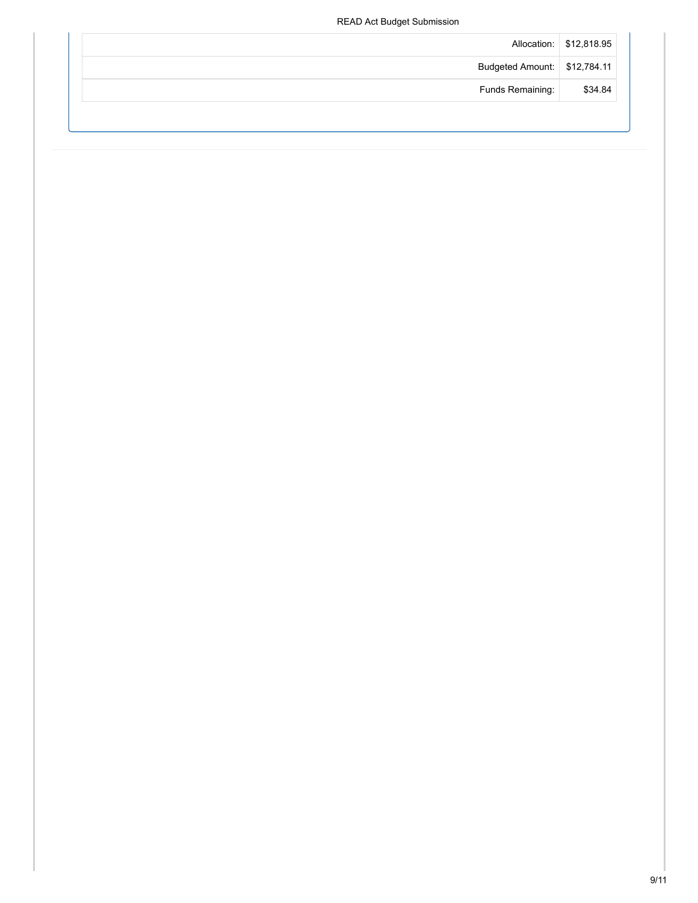| | |
|---|---|
| Allocation: | $12,818.95 |
| Budgeted Amount: | $12,784.11 |
| Funds Remaining: | $34.84 |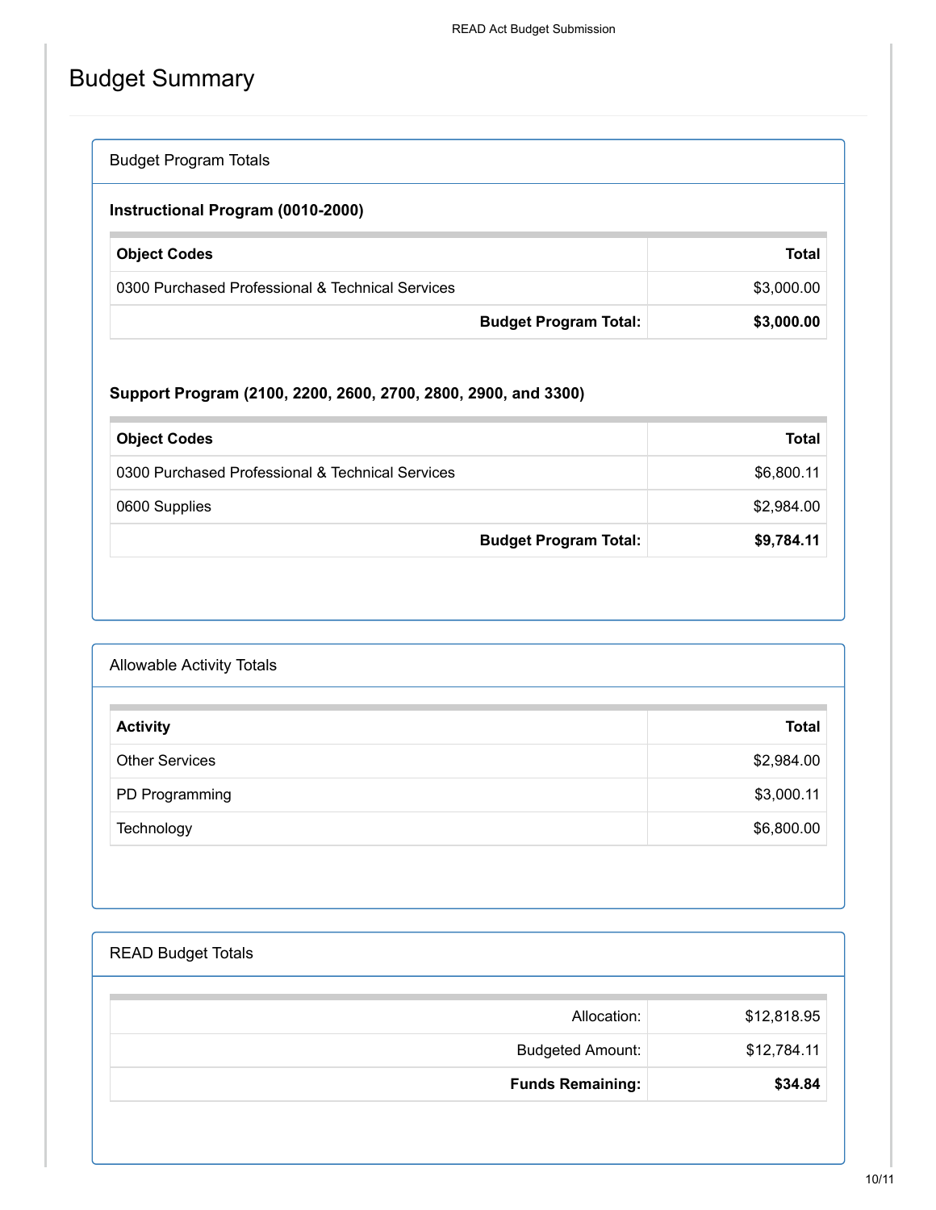# Budget Summary

## Budget Program Totals

### Instructional Program (0010-2000)

| Object Codes | Total |
|---|---:|
| 0300 Purchased Professional & Technical Services | $3,000.00 |
| **Budget Program Total:** | **$3,000.00** |

### Support Program (2100, 2200, 2600, 2700, 2800, 2900, and 3300)

| Object Codes | Total |
|---|---:|
| 0300 Purchased Professional & Technical Services | $6,800.11 |
| 0600 Supplies | $2,984.00 |
| **Budget Program Total:** | **$9,784.11** |

## Allowable Activity Totals

| Activity | Total |
|---|---:|
| Other Services | $2,984.00 |
| PD Programming | $3,000.11 |
| Technology | $6,800.00 |

## READ Budget Totals

| | |
|---:|---:|
| Allocation: | $12,818.95 |
| Budgeted Amount: | $12,784.11 |
| **Funds Remaining:** | **$34.84** |